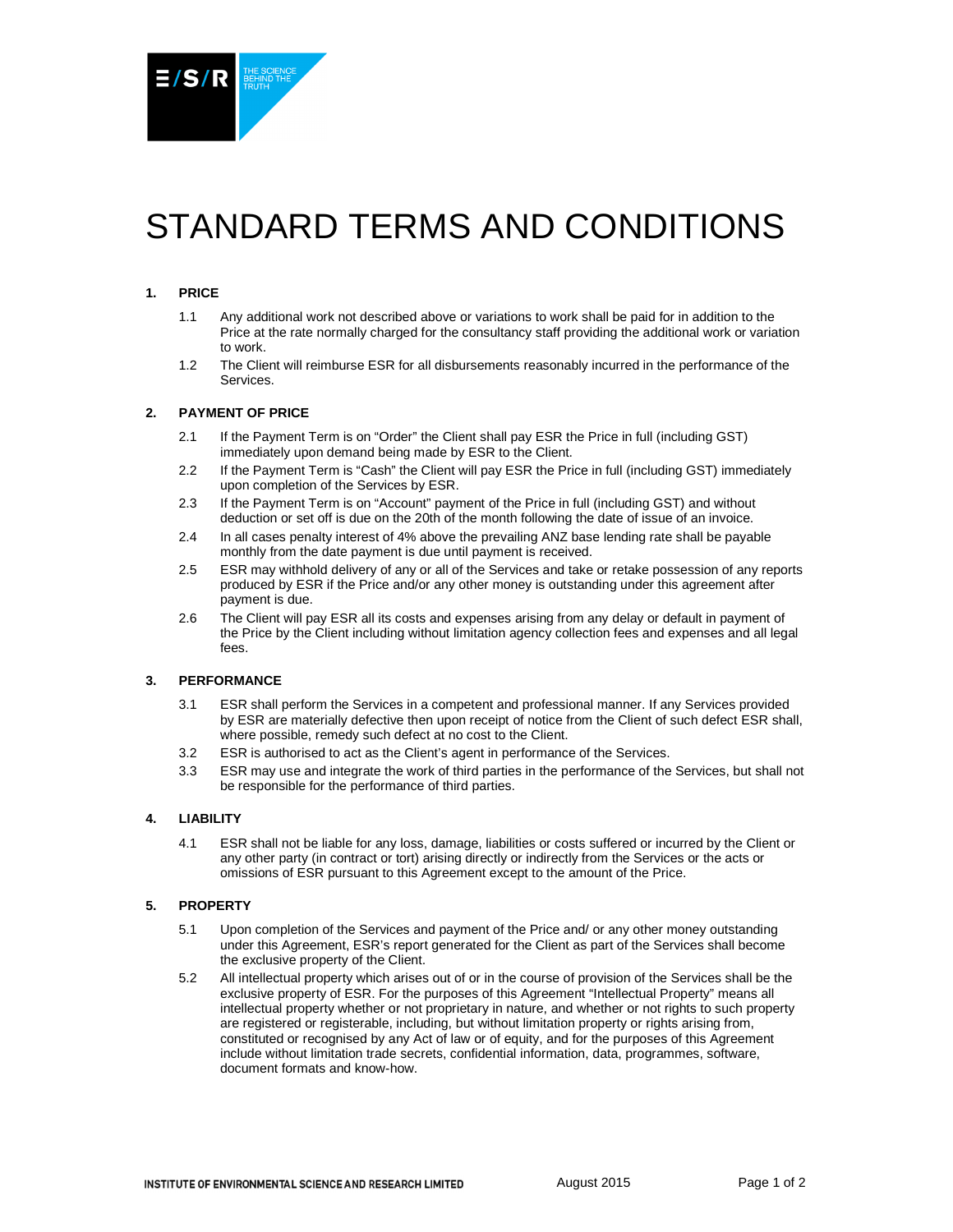# STANDARD TERMS AND CONDITIONS

## 1. PRICE

1.1 Any additional work not described above or variations to work shall be paid for in addition to the Price at the rate normally charged for the consultancy staff providing the additional work or variation to work.

1.2 The Client will reimburse ESR for all disbursements reasonably incurred in the performance of the Services.

## 2. PAYMENT OF PRICE

2.1 If the Payment Term is on "Order" the Client shall pay ESR the Price in full (including GST) immediately upon demand being made by ESR to the Client.

2.2 If the Payment Term is "Cash" the Client will pay ESR the Price in full (including GST) immediately upon completion of the Services by ESR.

2.3 If the Payment Term is on "Account" payment of the Price in full (including GST) and without deduction or set off is due on the 20th of the month following the date of issue of an invoice.

2.4 In all cases penalty interest of 4% above the prevailing ANZ base lending rate shall be payable monthly from the date payment is due until payment is received.

2.5 ESR may withhold delivery of any or all of the Services and take or retake possession of any reports produced by ESR if the Price and/or any other money is outstanding under this agreement after payment is due.

2.6 The Client will pay ESR all its costs and expenses arising from any delay or default in payment of the Price by the Client including without limitation agency collection fees and expenses and all legal fees.

## 3. PERFORMANCE

3.1 ESR shall perform the Services in a competent and professional manner. If any Services provided by ESR are materially defective then upon receipt of notice from the Client of such defect ESR shall, where possible, remedy such defect at no cost to the Client.

3.2 ESR is authorised to act as the Client's agent in performance of the Services.

3.3 ESR may use and integrate the work of third parties in the performance of the Services, but shall not be responsible for the performance of third parties.

## 4. LIABILITY

4.1 ESR shall not be liable for any loss, damage, liabilities or costs suffered or incurred by the Client or any other party (in contract or tort) arising directly or indirectly from the Services or the acts or omissions of ESR pursuant to this Agreement except to the amount of the Price.

## 5. PROPERTY

5.1 Upon completion of the Services and payment of the Price and/ or any other money outstanding under this Agreement, ESR's report generated for the Client as part of the Services shall become the exclusive property of the Client.

5.2 All intellectual property which arises out of or in the course of provision of the Services shall be the exclusive property of ESR. For the purposes of this Agreement "Intellectual Property" means all intellectual property whether or not proprietary in nature, and whether or not rights to such property are registered or registerable, including, but without limitation property or rights arising from, constituted or recognised by any Act of law or of equity, and for the purposes of this Agreement include without limitation trade secrets, confidential information, data, programmes, software, document formats and know-how.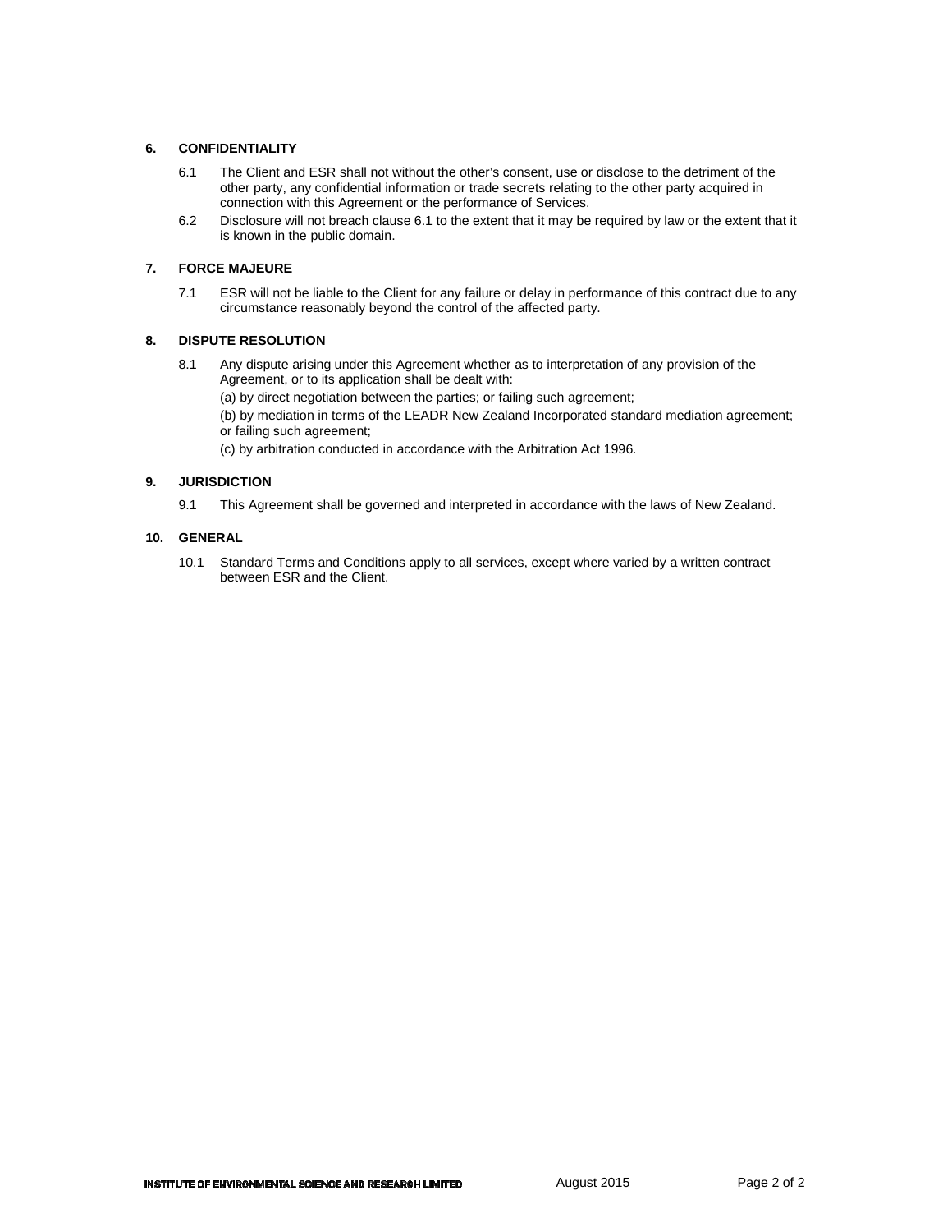## 6. CONFIDENTIALITY

6.1 The Client and ESR shall not without the other's consent, use or disclose to the detriment of the other party, any confidential information or trade secrets relating to the other party acquired in connection with this Agreement or the performance of Services.

6.2 Disclosure will not breach clause 6.1 to the extent that it may be required by law or the extent that it is known in the public domain.

## 7. FORCE MAJEURE

7.1 ESR will not be liable to the Client for any failure or delay in performance of this contract due to any circumstance reasonably beyond the control of the affected party.

## 8. DISPUTE RESOLUTION

8.1 Any dispute arising under this Agreement whether as to interpretation of any provision of the Agreement, or to its application shall be dealt with:

(a) by direct negotiation between the parties; or failing such agreement;

(b) by mediation in terms of the LEADR New Zealand Incorporated standard mediation agreement; or failing such agreement;

(c) by arbitration conducted in accordance with the Arbitration Act 1996.

## 9. JURISDICTION

9.1 This Agreement shall be governed and interpreted in accordance with the laws of New Zealand.

## 10. GENERAL

10.1 Standard Terms and Conditions apply to all services, except where varied by a written contract between ESR and the Client.